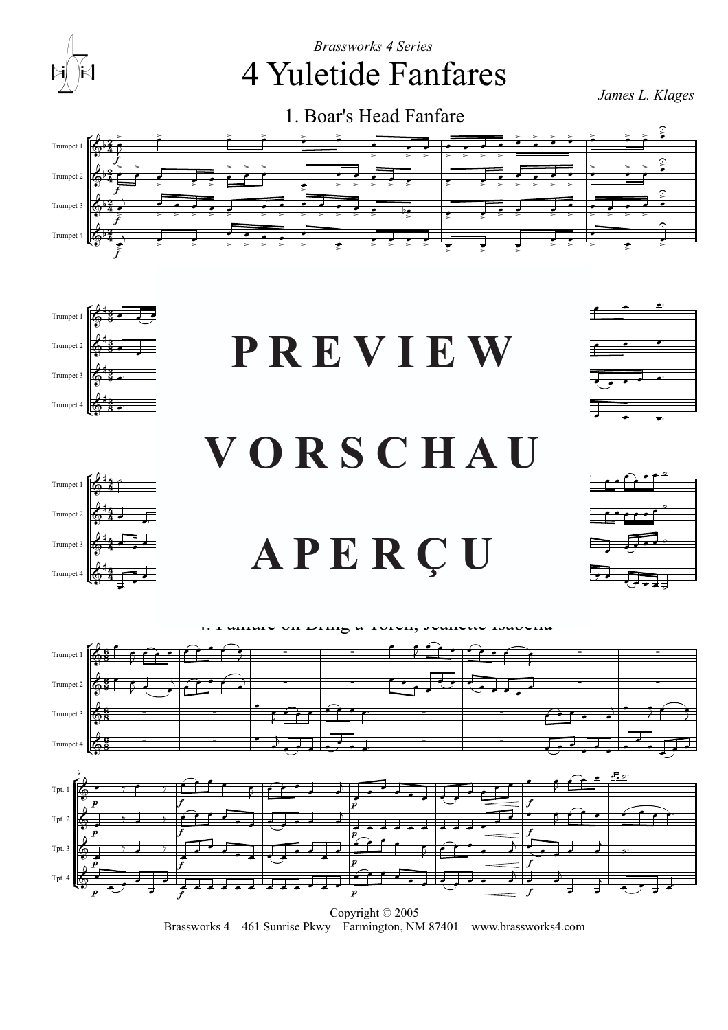*Brassworks 4 Series*

# 4 Yuletide Fanfares

*James L. Klages*

## 1. Boar's Head Fanfare

PREVIEW

VORSCHAU

APERÇU

4. Fanfare on Bring a Torch, Jeanette Isabella

Copyright © 2005
Brassworks 4 461 Sunrise Pkwy Farmington, NM 87401 www.brassworks4.com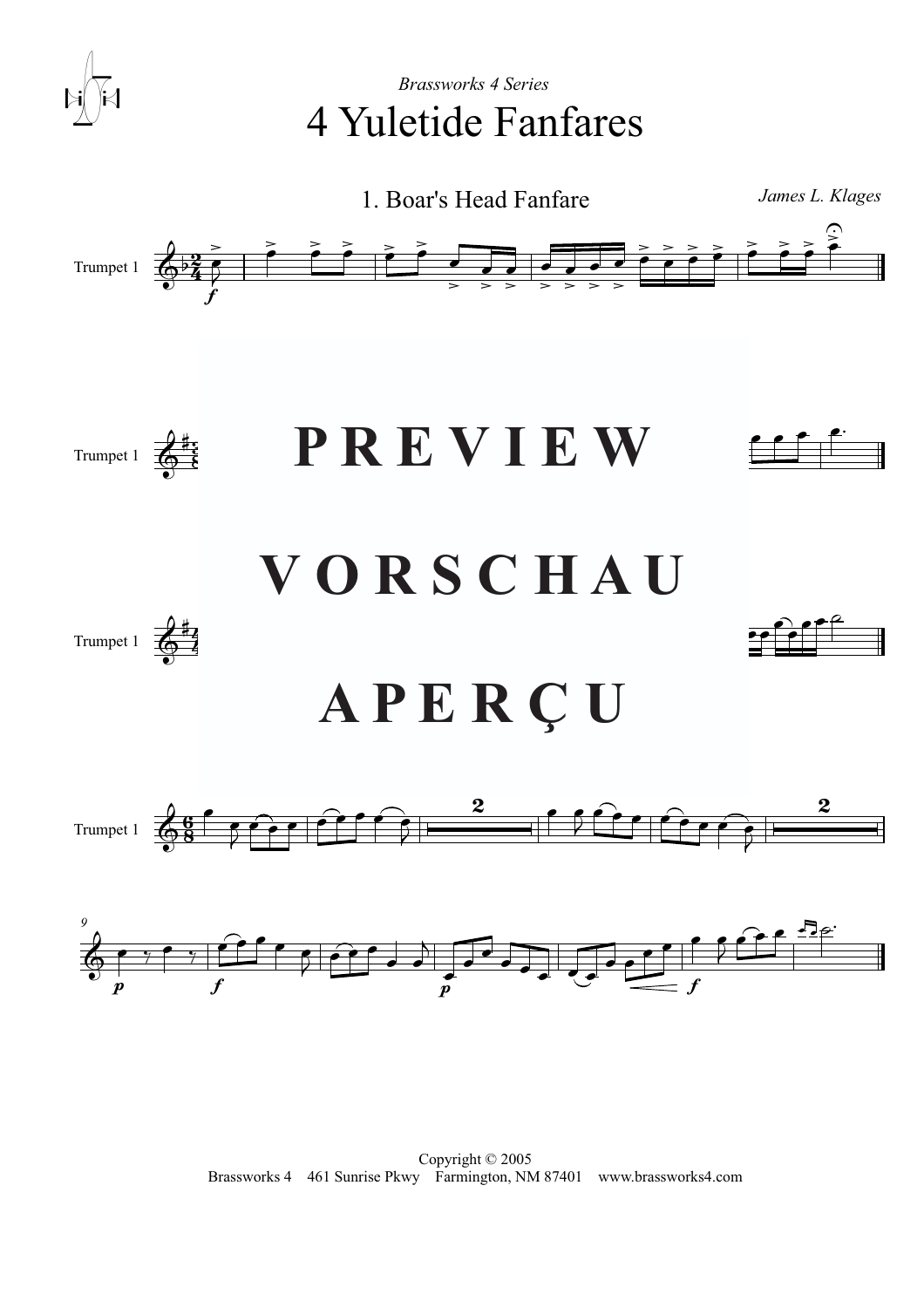*Brassworks 4 Series*

# 4 Yuletide Fanfares

## 1. Boar's Head Fanfare

*James L. Klages*

Trumpet 1

Trumpet 1

Trumpet 1

Trumpet 1

**P R E V I E W**

**V O R S C H A U**

**A P E R Ç U**

Copyright © 2005
Brassworks 4  461 Sunrise Pkwy  Farmington, NM 87401  www.brassworks4.com